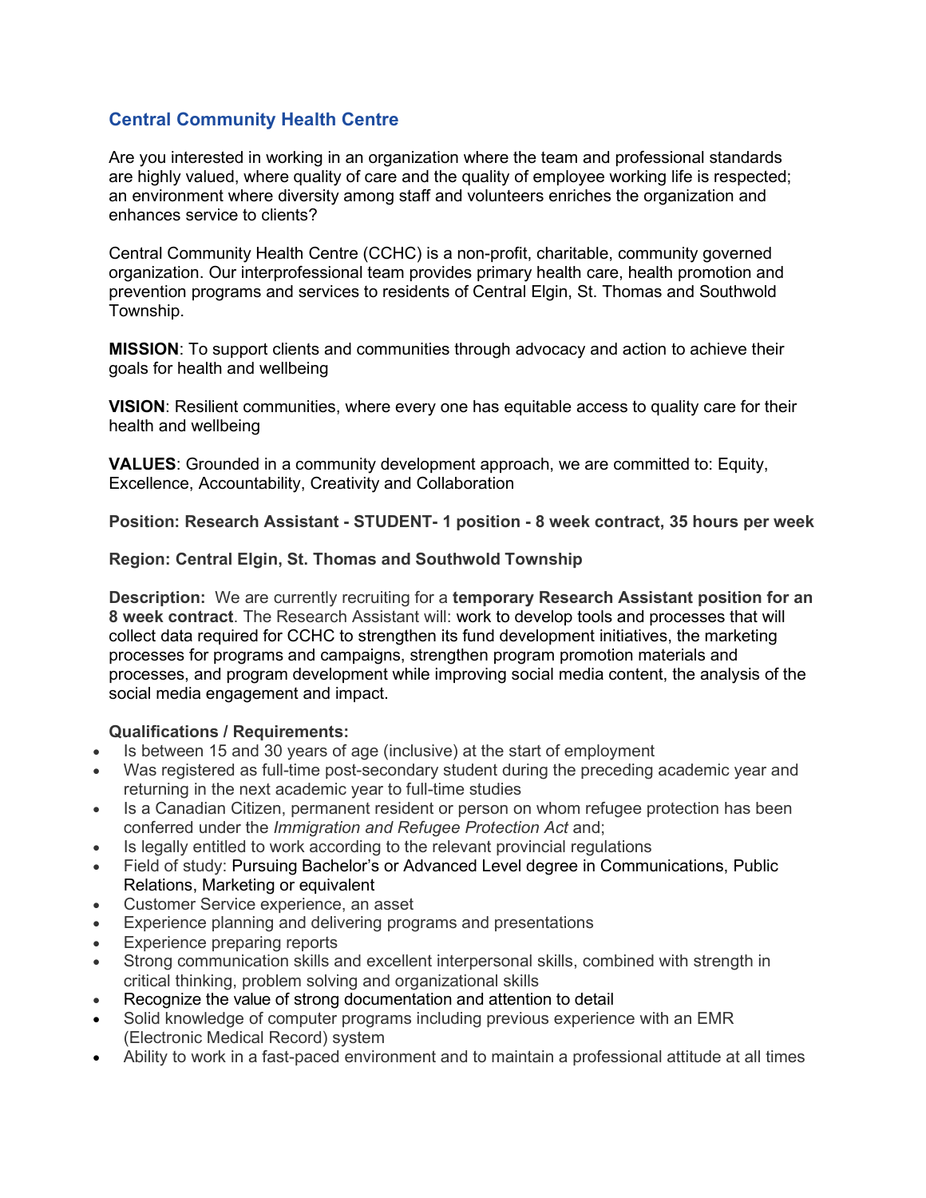## Central Community Health Centre

Are you interested in working in an organization where the team and professional standards are highly valued, where quality of care and the quality of employee working life is respected; an environment where diversity among staff and volunteers enriches the organization and enhances service to clients?

Central Community Health Centre (CCHC) is a non-profit, charitable, community governed organization. Our interprofessional team provides primary health care, health promotion and prevention programs and services to residents of Central Elgin, St. Thomas and Southwold Township.

**MISSION**: To support clients and communities through advocacy and action to achieve their goals for health and wellbeing

**VISION**: Resilient communities, where every one has equitable access to quality care for their health and wellbeing

**VALUES**: Grounded in a community development approach, we are committed to: Equity, Excellence, Accountability, Creativity and Collaboration

**Position: Research Assistant - STUDENT- 1 position - 8 week contract, 35 hours per week**

**Region: Central Elgin, St. Thomas and Southwold Township**

**Description:** We are currently recruiting for a **temporary Research Assistant position for an 8 week contract**. The Research Assistant will: work to develop tools and processes that will collect data required for CCHC to strengthen its fund development initiatives, the marketing processes for programs and campaigns, strengthen program promotion materials and processes, and program development while improving social media content, the analysis of the social media engagement and impact.

**Qualifications / Requirements:**

- Is between 15 and 30 years of age (inclusive) at the start of employment
- Was registered as full-time post-secondary student during the preceding academic year and returning in the next academic year to full-time studies
- Is a Canadian Citizen, permanent resident or person on whom refugee protection has been conferred under the *Immigration and Refugee Protection Act* and;
- Is legally entitled to work according to the relevant provincial regulations
- Field of study: Pursuing Bachelor's or Advanced Level degree in Communications, Public Relations, Marketing or equivalent
- Customer Service experience, an asset
- Experience planning and delivering programs and presentations
- Experience preparing reports
- Strong communication skills and excellent interpersonal skills, combined with strength in critical thinking, problem solving and organizational skills
- Recognize the value of strong documentation and attention to detail
- Solid knowledge of computer programs including previous experience with an EMR (Electronic Medical Record) system
- Ability to work in a fast-paced environment and to maintain a professional attitude at all times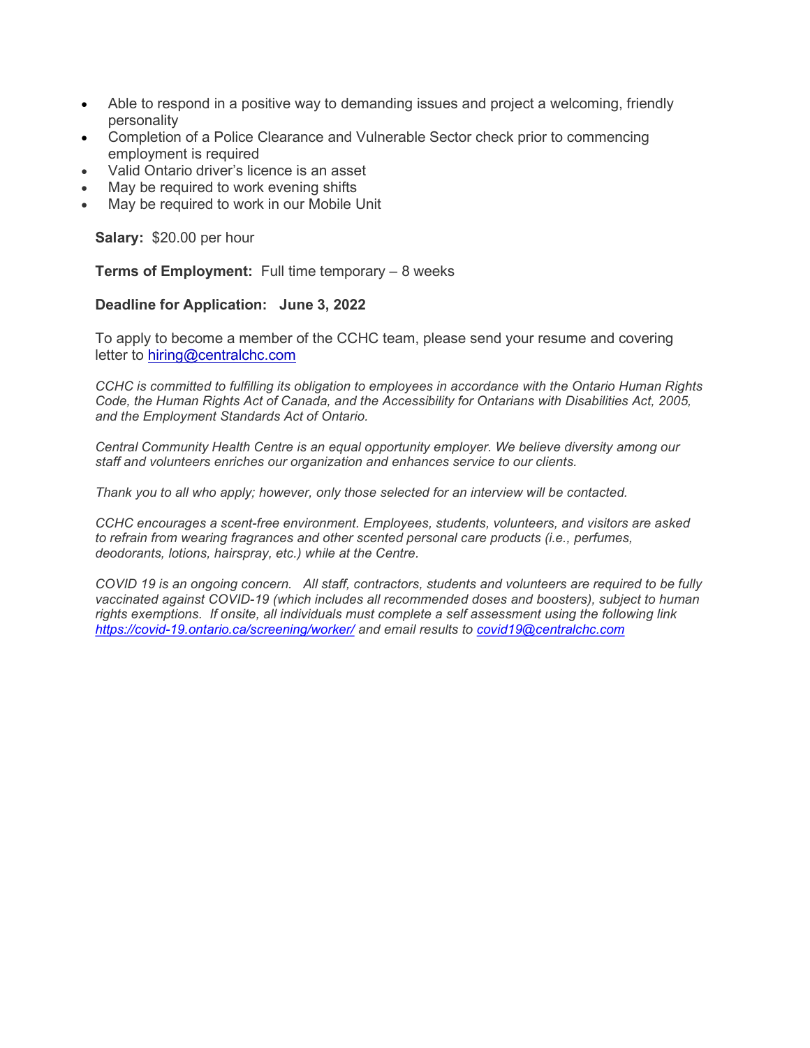- Able to respond in a positive way to demanding issues and project a welcoming, friendly personality
- Completion of a Police Clearance and Vulnerable Sector check prior to commencing employment is required
- Valid Ontario driver's licence is an asset
- May be required to work evening shifts
- May be required to work in our Mobile Unit

**Salary:** $20.00 per hour

**Terms of Employment:** Full time temporary – 8 weeks

**Deadline for Application: June 3, 2022**

To apply to become a member of the CCHC team, please send your resume and covering letter to [hiring@centralchc.com](mailto:hiring@centralchc.com)

*CCHC is committed to fulfilling its obligation to employees in accordance with the Ontario Human Rights Code, the Human Rights Act of Canada, and the Accessibility for Ontarians with Disabilities Act, 2005, and the Employment Standards Act of Ontario.*

*Central Community Health Centre is an equal opportunity employer. We believe diversity among our staff and volunteers enriches our organization and enhances service to our clients.*

*Thank you to all who apply; however, only those selected for an interview will be contacted.*

*CCHC encourages a scent-free environment. Employees, students, volunteers, and visitors are asked to refrain from wearing fragrances and other scented personal care products (i.e., perfumes, deodorants, lotions, hairspray, etc.) while at the Centre.*

*COVID 19 is an ongoing concern. All staff, contractors, students and volunteers are required to be fully vaccinated against COVID-19 (which includes all recommended doses and boosters), subject to human rights exemptions. If onsite, all individuals must complete a self assessment using the following link [https://covid-19.ontario.ca/screening/worker/](https://covid-19.ontario.ca/screening/worker/) and email results to [covid19@centralchc.com](mailto:covid19@centralchc.com)*